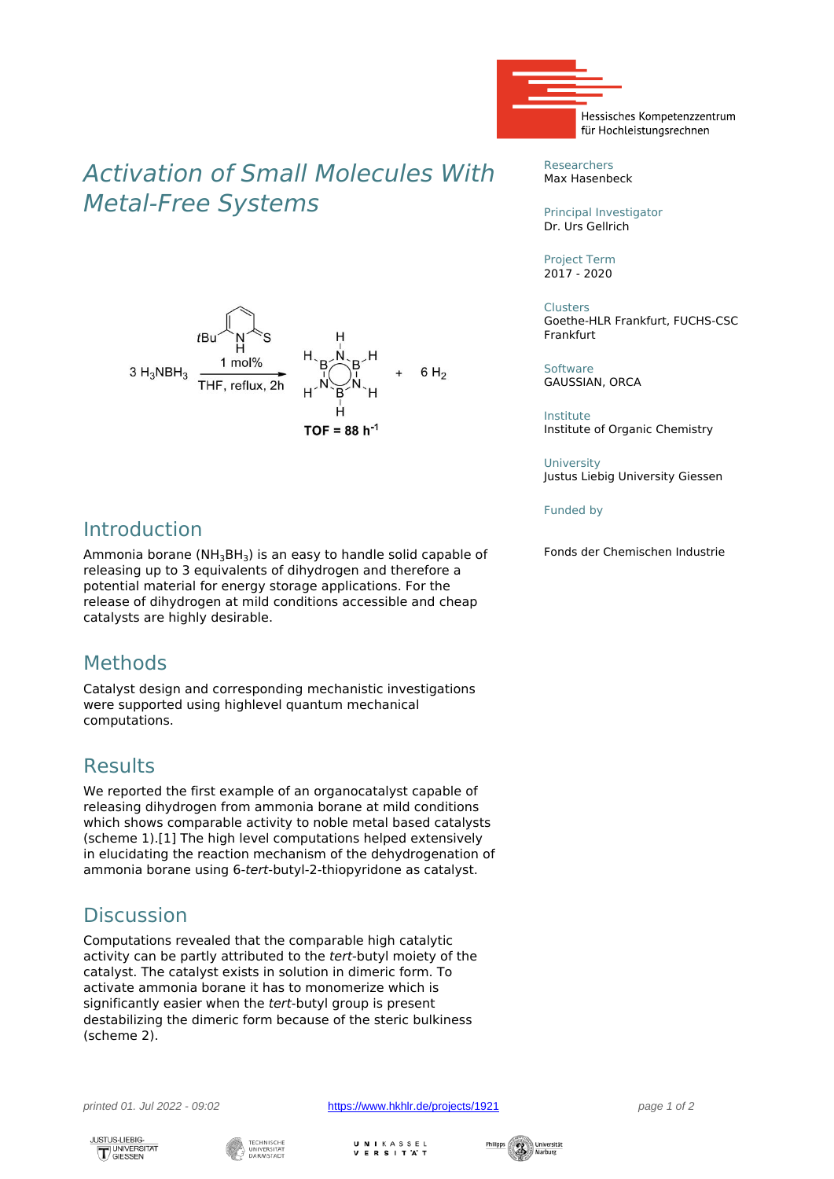# Activation of Small Molecules With Metal-Free Systems

Researchers
Max Hasenbeck

Principal Investigator
Dr. Urs Gellrich

Project Term
2017 - 2020

Clusters
Goethe-HLR Frankfurt, FUCHS-CSC Frankfurt

Software
GAUSSIAN, ORCA

Institute
Institute of Organic Chemistry

University
Justus Liebig University Giessen

Funded by

Fonds der Chemischen Industrie

$3\ H_3NBH_3$ → (1 mol%, THF, reflux, 2h) → borazine + $6\ H_2$

**TOF = 88 h$^{-1}$**

## Introduction

Ammonia borane ($NH_3BH_3$) is an easy to handle solid capable of releasing up to 3 equivalents of dihydrogen and therefore a potential material for energy storage applications. For the release of dihydrogen at mild conditions accessible and cheap catalysts are highly desirable.

## Methods

Catalyst design and corresponding mechanistic investigations were supported using highlevel quantum mechanical computations.

## Results

We reported the first example of an organocatalyst capable of releasing dihydrogen from ammonia borane at mild conditions which shows comparable activity to noble metal based catalysts (scheme 1).[1] The high level computations helped extensively in elucidating the reaction mechanism of the dehydrogenation of ammonia borane using 6-*tert*-butyl-2-thiopyridone as catalyst.

## Discussion

Computations revealed that the comparable high catalytic activity can be partly attributed to the *tert*-butyl moiety of the catalyst. The catalyst exists in solution in dimeric form. To activate ammonia borane it has to monomerize which is significantly easier when the *tert*-butyl group is present destabilizing the dimeric form because of the steric bulkiness (scheme 2).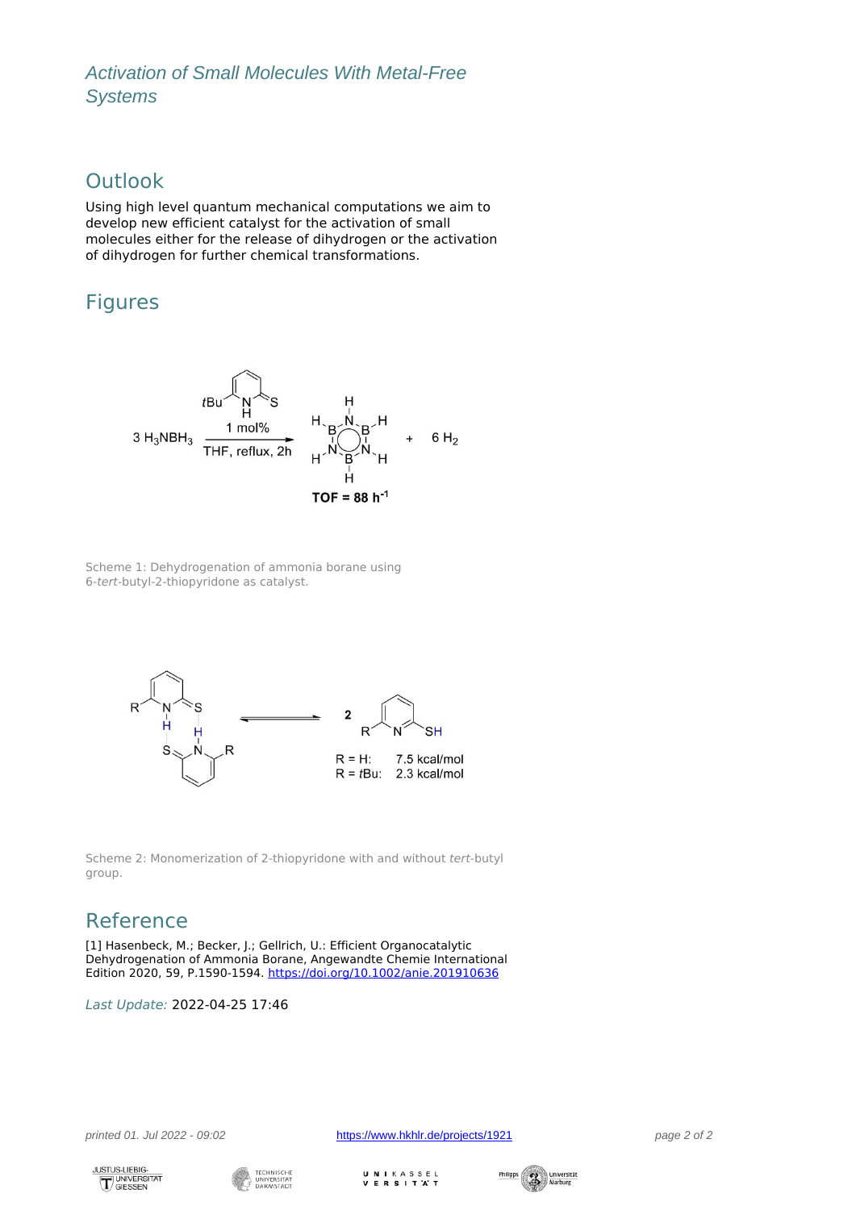*Activation of Small Molecules With Metal-Free Systems*

## Outlook

Using high level quantum mechanical computations we aim to develop new efficient catalyst for the activation of small molecules either for the release of dihydrogen or the activation of dihydrogen for further chemical transformations.

## Figures

$3\ H_3NBH_3$ — tBu, N, H, S — 1 mol% — THF, reflux, 2h — H, B, N, H — $+\ 6\ H_2$

**TOF = 88 h$^{-1}$**

Scheme 1: Dehydrogenation of ammonia borane using 6-*tert*-butyl-2-thiopyridone as catalyst.

R = H: 7.5 kcal/mol
R = *t*Bu: 2.3 kcal/mol

Scheme 2: Monomerization of 2-thiopyridone with and without *tert*-butyl group.

## Reference

[1] Hasenbeck, M.; Becker, J.; Gellrich, U.: Efficient Organocatalytic Dehydrogenation of Ammonia Borane, Angewandte Chemie International Edition 2020, 59, P.1590-1594. https://doi.org/10.1002/anie.201910636

*Last Update:* 2022-04-25 17:46